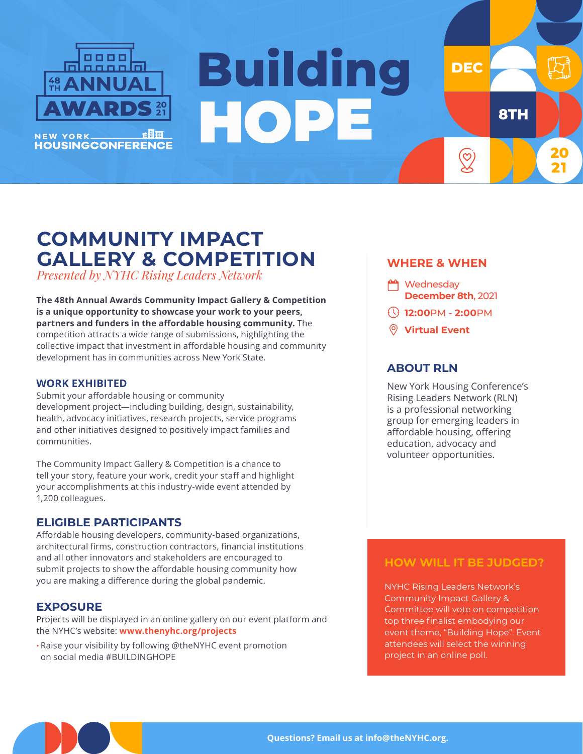48TH ANNUAL AWARDS 2021

NEW YORK HOUSINGCONFERENCE

# Building HOPE

DEC 8TH 2021

## COMMUNITY IMPACT GALLERY & COMPETITION

*Presented by NYHC Rising Leaders Network*

**The 48th Annual Awards Community Impact Gallery & Competition is a unique opportunity to showcase your work to your peers, partners and funders in the affordable housing community.** The competition attracts a wide range of submissions, highlighting the collective impact that investment in affordable housing and community development has in communities across New York State.

### WORK EXHIBITED

Submit your affordable housing or community development project—including building, design, sustainability, health, advocacy initiatives, research projects, service programs and other initiatives designed to positively impact families and communities.

The Community Impact Gallery & Competition is a chance to tell your story, feature your work, credit your staff and highlight your accomplishments at this industry-wide event attended by 1,200 colleagues.

### ELIGIBLE PARTICIPANTS

Affordable housing developers, community-based organizations, architectural firms, construction contractors, financial institutions and all other innovators and stakeholders are encouraged to submit projects to show the affordable housing community how you are making a difference during the global pandemic.

### EXPOSURE

Projects will be displayed in an online gallery on our event platform and the NYHC's website: **www.thenyhc.org/projects**

- Raise your visibility by following @theNYHC event promotion on social media #BUILDINGHOPE

### WHERE & WHEN

- Wednesday **December 8th**, 2021
- **12:00**PM - **2:00**PM
- **Virtual Event**

### ABOUT RLN

New York Housing Conference's Rising Leaders Network (RLN) is a professional networking group for emerging leaders in affordable housing, offering education, advocacy and volunteer opportunities.

### HOW WILL IT BE JUDGED?

NYHC Rising Leaders Network's Community Impact Gallery & Committee will vote on competition top three finalist embodying our event theme, "Building Hope". Event attendees will select the winning project in an online poll.

**Questions? Email us at info@theNYHC.org.**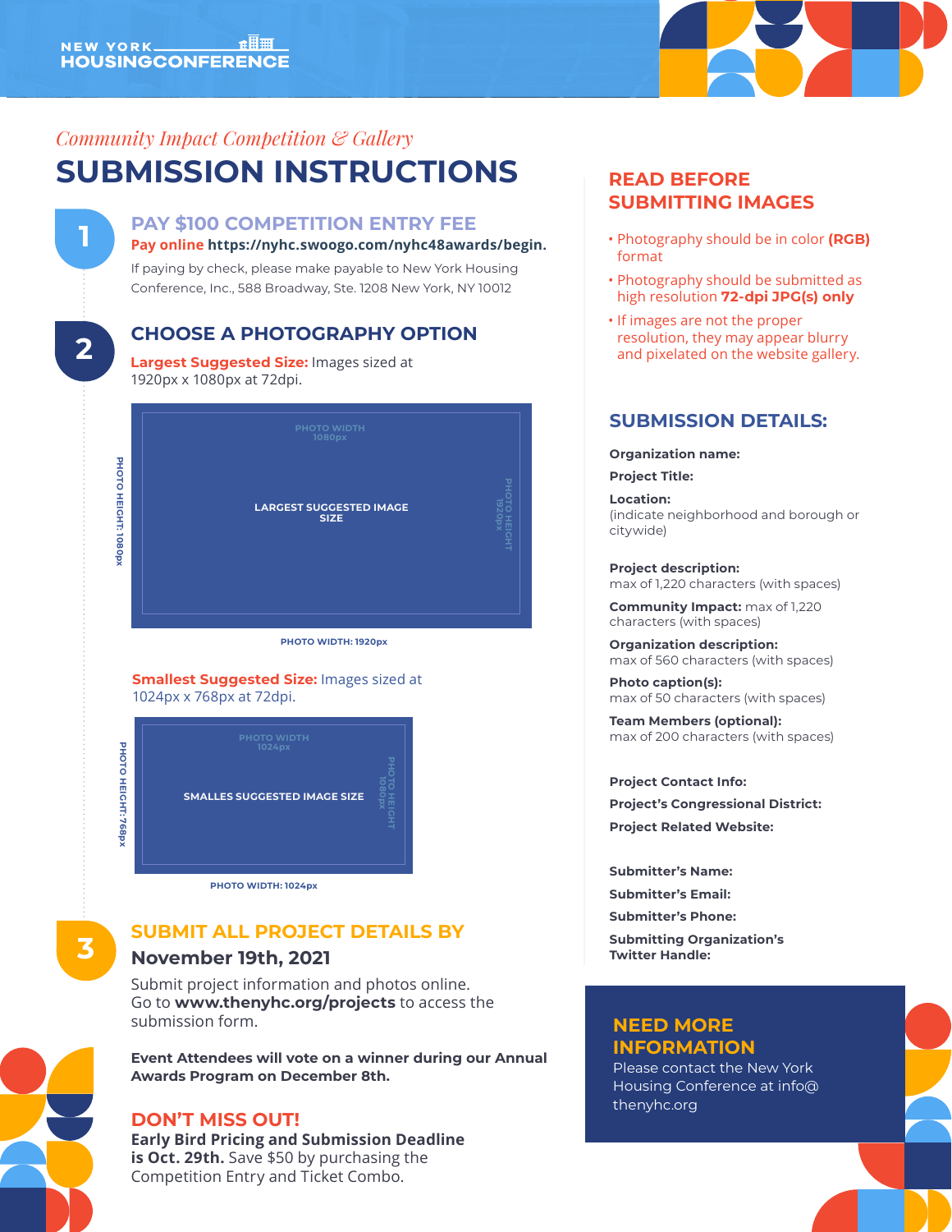NEW YORK HOUSINGCONFERENCE

*Community Impact Competition & Gallery*

# SUBMISSION INSTRUCTIONS

## 1 PAY $100 COMPETITION ENTRY FEE

**Pay online https://nyhc.swoogo.com/nyhc48awards/begin.**

If paying by check, please make payable to New York Housing Conference, Inc., 588 Broadway, Ste. 1208 New York, NY 10012

## 2 CHOOSE A PHOTOGRAPHY OPTION

**Largest Suggested Size:** Images sized at 1920px x 1080px at 72dpi.

PHOTO WIDTH 1080px

LARGEST SUGGESTED IMAGE SIZE

PHOTO HEIGHT 1920px

PHOTO HEIGHT: 1080px

PHOTO WIDTH: 1920px

**Smallest Suggested Size:** Images sized at 1024px x 768px at 72dpi.

PHOTO WIDTH 1024px

SMALLES SUGGESTED IMAGE SIZE

PHOTO HEIGHT 1080px

PHOTO HEIGHT: 768px

PHOTO WIDTH: 1024px

## 3 SUBMIT ALL PROJECT DETAILS BY

**November 19th, 2021**

Submit project information and photos online. Go to **www.thenyhc.org/projects** to access the submission form.

**Event Attendees will vote on a winner during our Annual Awards Program on December 8th.**

## DON'T MISS OUT!

**Early Bird Pricing and Submission Deadline is Oct. 29th.** Save $50 by purchasing the Competition Entry and Ticket Combo.

## READ BEFORE SUBMITTING IMAGES

- Photography should be in color **(RGB)** format
- Photography should be submitted as high resolution **72-dpi JPG(s) only**
- If images are not the proper resolution, they may appear blurry and pixelated on the website gallery.

## SUBMISSION DETAILS:

**Organization name:**

**Project Title:**

**Location:**
(indicate neighborhood and borough or citywide)

**Project description:**
max of 1,220 characters (with spaces)

**Community Impact:** max of 1,220 characters (with spaces)

**Organization description:**
max of 560 characters (with spaces)

**Photo caption(s):**
max of 50 characters (with spaces)

**Team Members (optional):**
max of 200 characters (with spaces)

**Project Contact Info:**

**Project's Congressional District:**

**Project Related Website:**

**Submitter's Name:**

**Submitter's Email:**

**Submitter's Phone:**

**Submitting Organization's Twitter Handle:**

## NEED MORE INFORMATION

Please contact the New York Housing Conference at info@thenyhc.org